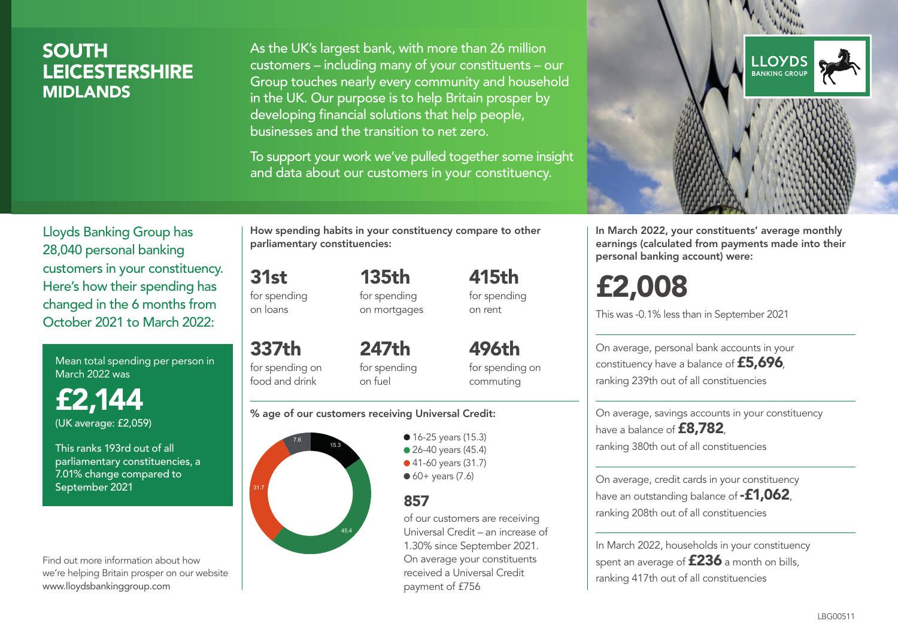# SOUTH LEICESTERSHIRE
## MIDLANDS

As the UK's largest bank, with more than 26 million customers – including many of your constituents – our Group touches nearly every community and household in the UK. Our purpose is to help Britain prosper by developing financial solutions that help people, businesses and the transition to net zero.

To support your work we've pulled together some insight and data about our customers in your constituency.

LLOYDS BANKING GROUP

Lloyds Banking Group has 28,040 personal banking customers in your constituency. Here's how their spending has changed in the 6 months from October 2021 to March 2022:

Mean total spending per person in March 2022 was

**£2,144**

(UK average: £2,059)

This ranks 193rd out of all parliamentary constituencies, a 7.01% change compared to September 2021

Find out more information about how we're helping Britain prosper on our website www.lloydsbankinggroup.com

**How spending habits in your constituency compare to other parliamentary constituencies:**

**31st** for spending on loans

**135th** for spending on mortgages

**415th** for spending on rent

**337th** for spending on food and drink

**247th** for spending on fuel

**496th** for spending on commuting

**% age of our customers receiving Universal Credit:**

- 16-25 years (15.3)
- 26-40 years (45.4)
- 41-60 years (31.7)
- 60+ years (7.6)

**857** of our customers are receiving Universal Credit – an increase of 1.30% since September 2021. On average your constituents received a Universal Credit payment of £756

**In March 2022, your constituents' average monthly earnings (calculated from payments made into their personal banking account) were:**

**£2,008**

This was -0.1% less than in September 2021

On average, personal bank accounts in your constituency have a balance of **£5,696**, ranking 239th out of all constituencies

On average, savings accounts in your constituency have a balance of **£8,782**, ranking 380th out of all constituencies

On average, credit cards in your constituency have an outstanding balance of **-£1,062**, ranking 208th out of all constituencies

In March 2022, households in your constituency spent an average of **£236** a month on bills, ranking 417th out of all constituencies

LBG00511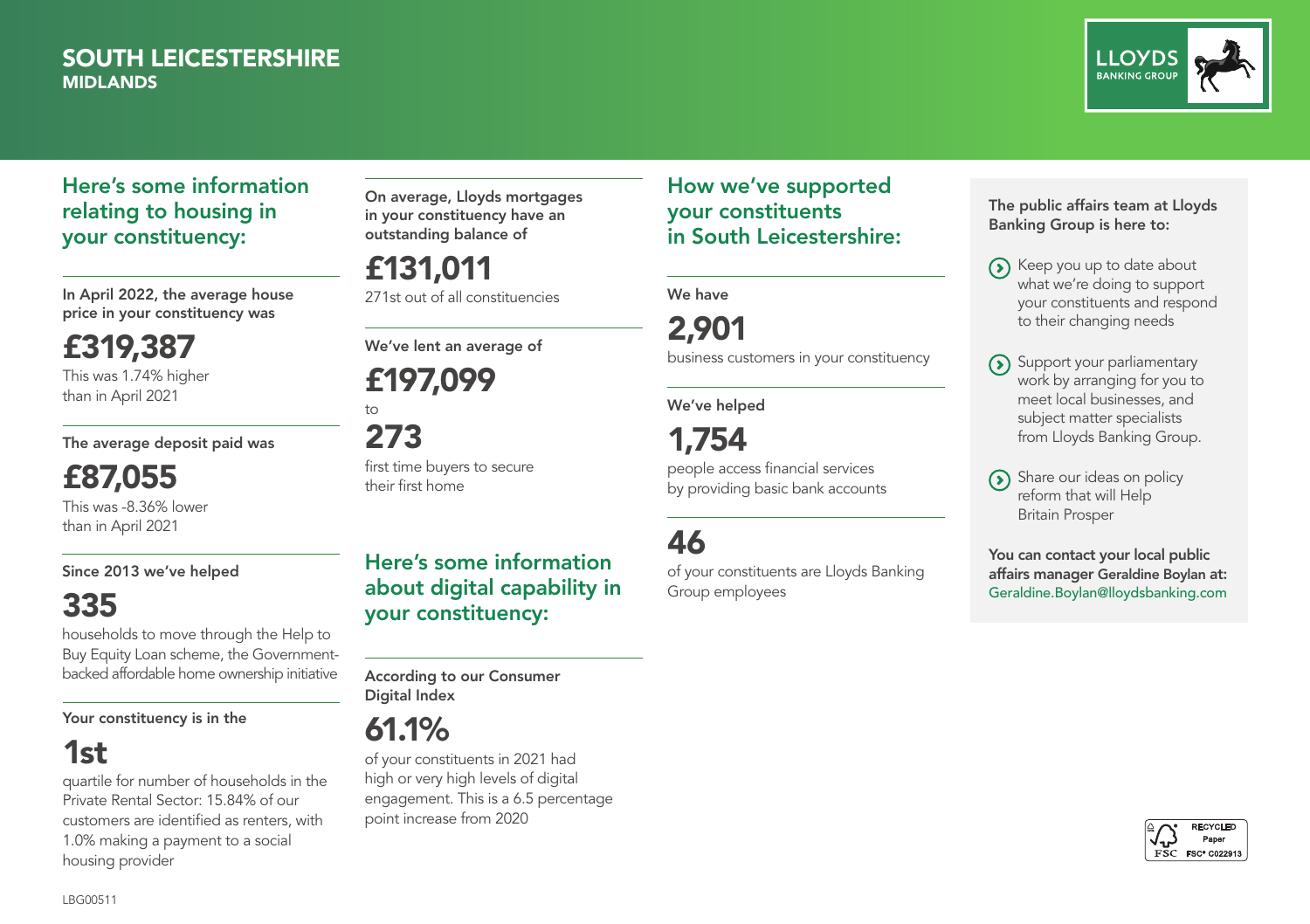# SOUTH LEICESTERSHIRE
## MIDLANDS

LLOYDS BANKING GROUP

## Here's some information relating to housing in your constituency:

In April 2022, the average house price in your constituency was

**£319,387**

This was 1.74% higher than in April 2021

The average deposit paid was

**£87,055**

This was -8.36% lower than in April 2021

Since 2013 we've helped

**335**

households to move through the Help to Buy Equity Loan scheme, the Government-backed affordable home ownership initiative

Your constituency is in the

**1st**

quartile for number of households in the Private Rental Sector: 15.84% of our customers are identified as renters, with 1.0% making a payment to a social housing provider

On average, Lloyds mortgages in your constituency have an outstanding balance of

**£131,011**

271st out of all constituencies

We've lent an average of

**£197,099**

to

**273**

first time buyers to secure their first home

## Here's some information about digital capability in your constituency:

According to our Consumer Digital Index

**61.1%**

of your constituents in 2021 had high or very high levels of digital engagement. This is a 6.5 percentage point increase from 2020

## How we've supported your constituents in South Leicestershire:

We have

**2,901**

business customers in your constituency

We've helped

**1,754**

people access financial services by providing basic bank accounts

**46**

of your constituents are Lloyds Banking Group employees

The public affairs team at Lloyds Banking Group is here to:

- Keep you up to date about what we're doing to support your constituents and respond to their changing needs
- Support your parliamentary work by arranging for you to meet local businesses, and subject matter specialists from Lloyds Banking Group.
- Share our ideas on policy reform that will Help Britain Prosper

**You can contact your local public affairs manager Geraldine Boylan at:**
Geraldine.Boylan@lloydsbanking.com

RECYCLED Paper FSC® C022913

LBG00511